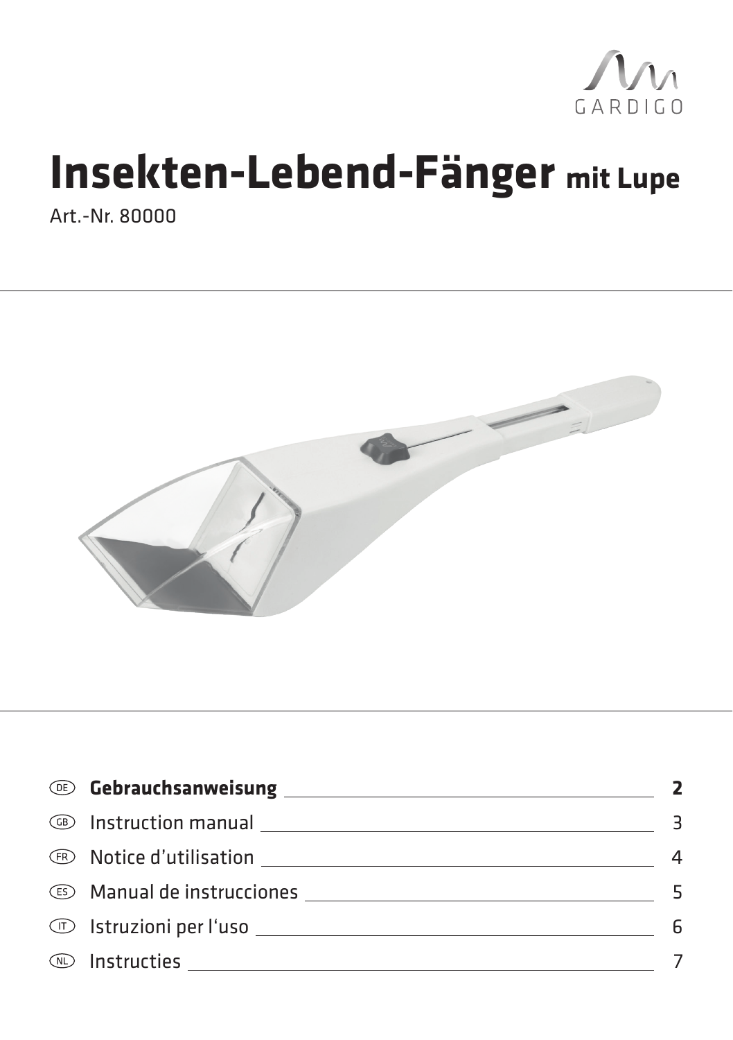GARDIGO

# Insekten-Lebend-Fänger mit Lupe

Art.-Nr. 80000

| | | |
|---|---|---|
| DE | **Gebrauchsanweisung** | **2** |
| GB | Instruction manual | 3 |
| FR | Notice d'utilisation | 4 |
| ES | Manual de instrucciones | 5 |
| IT | Istruzioni per l'uso | 6 |
| NL | Instructies | 7 |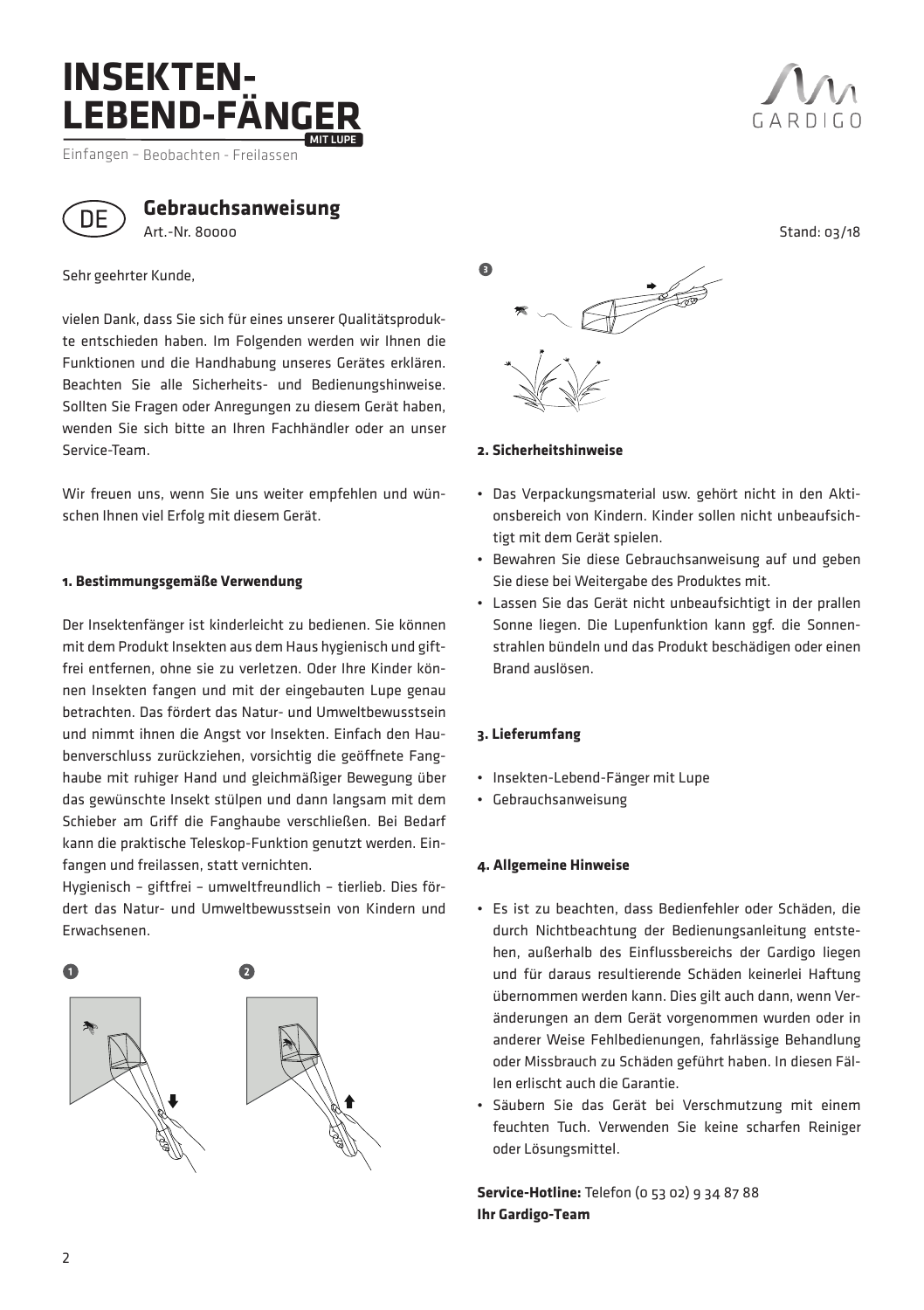# INSEKTEN-LEBEND-FÄNGER

MIT LUPE

Einfangen – Beobachten - Freilassen

GARDIGO

DE

## Gebrauchsanweisung

Art.-Nr. 80000

Stand: 03/18

Sehr geehrter Kunde,

vielen Dank, dass Sie sich für eines unserer Qualitätsprodukte entschieden haben. Im Folgenden werden wir Ihnen die Funktionen und die Handhabung unseres Gerätes erklären. Beachten Sie alle Sicherheits- und Bedienungshinweise. Sollten Sie Fragen oder Anregungen zu diesem Gerät haben, wenden Sie sich bitte an Ihren Fachhändler oder an unser Service-Team.

Wir freuen uns, wenn Sie uns weiter empfehlen und wünschen Ihnen viel Erfolg mit diesem Gerät.

### 1. Bestimmungsgemäße Verwendung

Der Insektenfänger ist kinderleicht zu bedienen. Sie können mit dem Produkt Insekten aus dem Haus hygienisch und giftfrei entfernen, ohne sie zu verletzen. Oder Ihre Kinder können Insekten fangen und mit der eingebauten Lupe genau betrachten. Das fördert das Natur- und Umweltbewusstsein und nimmt ihnen die Angst vor Insekten. Einfach den Haubenverschluss zurückziehen, vorsichtig die geöffnete Fanghaube mit ruhiger Hand und gleichmäßiger Bewegung über das gewünschte Insekt stülpen und dann langsam mit dem Schieber am Griff die Fanghaube verschließen. Bei Bedarf kann die praktische Teleskop-Funktion genutzt werden. Einfangen und freilassen, statt vernichten.

Hygienisch – giftfrei – umweltfreundlich – tierlieb. Dies fördert das Natur- und Umweltbewusstsein von Kindern und Erwachsenen.

1

2

3

### 2. Sicherheitshinweise

- Das Verpackungsmaterial usw. gehört nicht in den Aktionsbereich von Kindern. Kinder sollen nicht unbeaufsichtigt mit dem Gerät spielen.
- Bewahren Sie diese Gebrauchsanweisung auf und geben Sie diese bei Weitergabe des Produktes mit.
- Lassen Sie das Gerät nicht unbeaufsichtigt in der prallen Sonne liegen. Die Lupenfunktion kann ggf. die Sonnenstrahlen bündeln und das Produkt beschädigen oder einen Brand auslösen.

### 3. Lieferumfang

- Insekten-Lebend-Fänger mit Lupe
- Gebrauchsanweisung

### 4. Allgemeine Hinweise

- Es ist zu beachten, dass Bedienfehler oder Schäden, die durch Nichtbeachtung der Bedienungsanleitung entstehen, außerhalb des Einflussbereichs der Gardigo liegen und für daraus resultierende Schäden keinerlei Haftung übernommen werden kann. Dies gilt auch dann, wenn Veränderungen an dem Gerät vorgenommen wurden oder in anderer Weise Fehlbedienungen, fahrlässige Behandlung oder Missbrauch zu Schäden geführt haben. In diesen Fällen erlischt auch die Garantie.
- Säubern Sie das Gerät bei Verschmutzung mit einem feuchten Tuch. Verwenden Sie keine scharfen Reiniger oder Lösungsmittel.

**Service-Hotline:** Telefon (0 53 02) 9 34 87 88
**Ihr Gardigo-Team**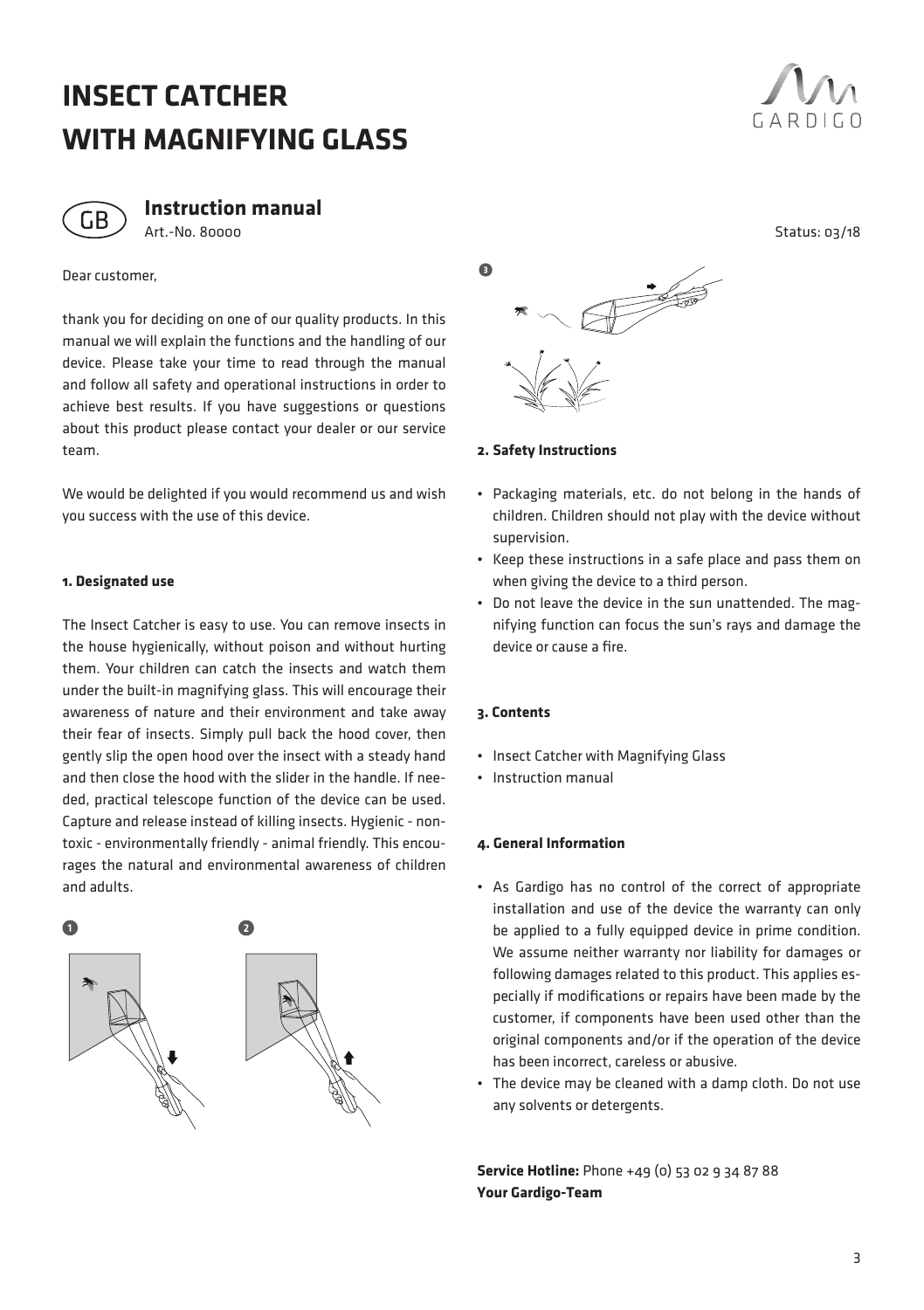# INSECT CATCHER WITH MAGNIFYING GLASS

GARDIGO

## Instruction manual

Art.-No. 80000

Status: 03/18

Dear customer,

thank you for deciding on one of our quality products. In this manual we will explain the functions and the handling of our device. Please take your time to read through the manual and follow all safety and operational instructions in order to achieve best results. If you have suggestions or questions about this product please contact your dealer or our service team.

We would be delighted if you would recommend us and wish you success with the use of this device.

### 1. Designated use

The Insect Catcher is easy to use. You can remove insects in the house hygienically, without poison and without hurting them. Your children can catch the insects and watch them under the built-in magnifying glass. This will encourage their awareness of nature and their environment and take away their fear of insects. Simply pull back the hood cover, then gently slip the open hood over the insect with a steady hand and then close the hood with the slider in the handle. If needed, practical telescope function of the device can be used. Capture and release instead of killing insects. Hygienic - non-toxic - environmentally friendly - animal friendly. This encourages the natural and environmental awareness of children and adults.

### 2. Safety Instructions

- Packaging materials, etc. do not belong in the hands of children. Children should not play with the device without supervision.
- Keep these instructions in a safe place and pass them on when giving the device to a third person.
- Do not leave the device in the sun unattended. The magnifying function can focus the sun's rays and damage the device or cause a fire.

### 3. Contents

- Insect Catcher with Magnifying Glass
- Instruction manual

### 4. General Information

- As Gardigo has no control of the correct of appropriate installation and use of the device the warranty can only be applied to a fully equipped device in prime condition. We assume neither warranty nor liability for damages or following damages related to this product. This applies especially if modifications or repairs have been made by the customer, if components have been used other than the original components and/or if the operation of the device has been incorrect, careless or abusive.
- The device may be cleaned with a damp cloth. Do not use any solvents or detergents.

**Service Hotline:** Phone +49 (0) 53 02 9 34 87 88
**Your Gardigo-Team**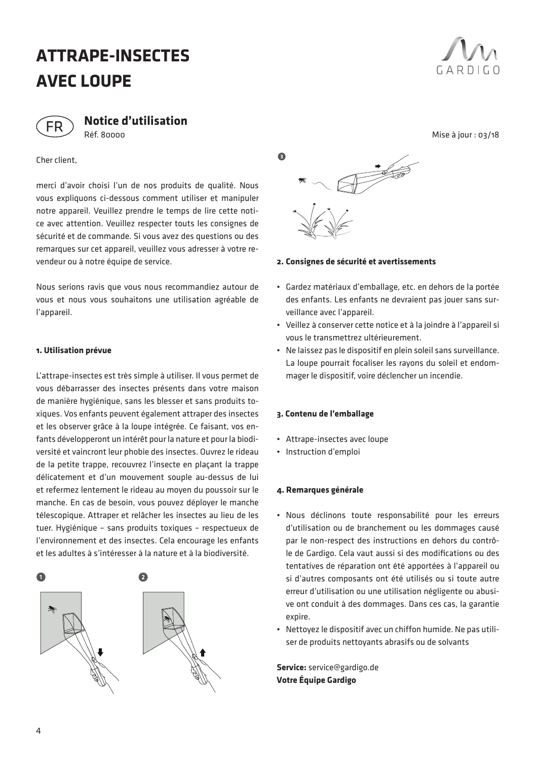# ATTRAPE-INSECTES AVEC LOUPE

FR **Notice d'utilisation**
Réf. 80000

Mise à jour : 03/18

Cher client,

merci d'avoir choisi l'un de nos produits de qualité. Nous vous expliquons ci-dessous comment utiliser et manipuler notre appareil. Veuillez prendre le temps de lire cette notice avec attention. Veuillez respecter touts les consignes de sécurité et de commande. Si vous avez des questions ou des remarques sur cet appareil, veuillez vous adresser à votre revendeur ou à notre équipe de service.

Nous serions ravis que vous nous recommandiez autour de vous et nous vous souhaitons une utilisation agréable de l'appareil.

**1. Utilisation prévue**

L'attrape-insectes est très simple à utiliser. Il vous permet de vous débarrasser des insectes présents dans votre maison de manière hygiénique, sans les blesser et sans produits toxiques. Vos enfants peuvent également attraper des insectes et les observer grâce à la loupe intégrée. Ce faisant, vos enfants développeront un intérêt pour la nature et pour la biodiversité et vaincront leur phobie des insectes. Ouvrez le rideau de la petite trappe, recouvrez l'insecte en plaçant la trappe délicatement et d'un mouvement souple au-dessus de lui et refermez lentement le rideau au moyen du poussoir sur le manche. En cas de besoin, vous pouvez déployer le manche télescopique. Attraper et relâcher les insectes au lieu de les tuer. Hygiénique – sans produits toxiques – respectueux de l'environnement et des insectes. Cela encourage les enfants et les adultes à s'intéresser à la nature et à la biodiversité.

**2. Consignes de sécurité et avertissements**

- Gardez matériaux d'emballage, etc. en dehors de la portée des enfants. Les enfants ne devraient pas jouer sans surveillance avec l'appareil.
- Veillez à conserver cette notice et à la joindre à l'appareil si vous le transmettrez ultérieurement.
- Ne laissez pas le dispositif en plein soleil sans surveillance. La loupe pourrait focaliser les rayons du soleil et endommager le dispositif, voire déclencher un incendie.

**3. Contenu de l'emballage**

- Attrape-insectes avec loupe
- Instruction d'emploi

**4. Remarques générale**

- Nous déclinons toute responsabilité pour les erreurs d'utilisation ou de branchement ou les dommages causé par le non-respect des instructions en dehors du contrôle de Gardigo. Cela vaut aussi si des modifications ou des tentatives de réparation ont été apportées à l'appareil ou si d'autres composants ont été utilisés ou si toute autre erreur d'utilisation ou une utilisation négligente ou abusive ont conduit à des dommages. Dans ces cas, la garantie expire.
- Nettoyez le dispositif avec un chiffon humide. Ne pas utiliser de produits nettoyants abrasifs ou de solvants

**Service:** service@gardigo.de
**Votre Équipe Gardigo**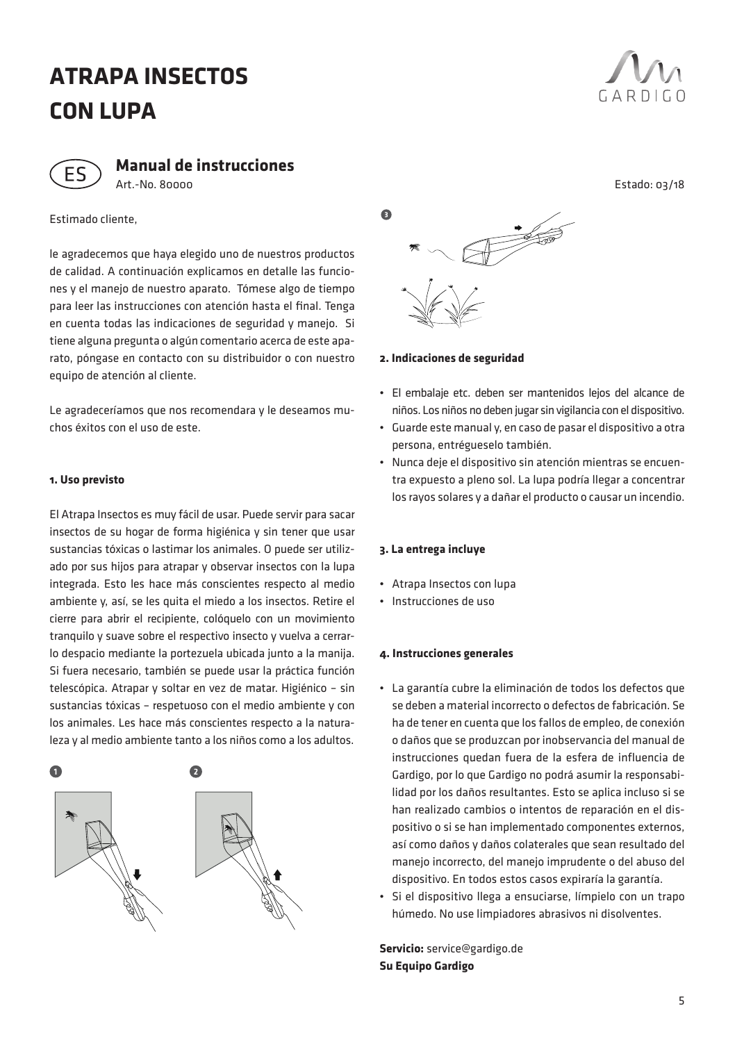# ATRAPA INSECTOS CON LUPA

GARDIGO

## Manual de instrucciones

ES

Art.-No. 80000

Estado: 03/18

Estimado cliente,

le agradecemos que haya elegido uno de nuestros productos de calidad. A continuación explicamos en detalle las funciones y el manejo de nuestro aparato. Tómese algo de tiempo para leer las instrucciones con atención hasta el final. Tenga en cuenta todas las indicaciones de seguridad y manejo. Si tiene alguna pregunta o algún comentario acerca de este aparato, póngase en contacto con su distribuidor o con nuestro equipo de atención al cliente.

Le agradeceríamos que nos recomendara y le deseamos muchos éxitos con el uso de este.

### 1. Uso previsto

El Atrapa Insectos es muy fácil de usar. Puede servir para sacar insectos de su hogar de forma higiénica y sin tener que usar sustancias tóxicas o lastimar los animales. O puede ser utilizado por sus hijos para atrapar y observar insectos con la lupa integrada. Esto les hace más conscientes respecto al medio ambiente y, así, se les quita el miedo a los insectos. Retire el cierre para abrir el recipiente, colóquelo con un movimiento tranquilo y suave sobre el respectivo insecto y vuelva a cerrarlo despacio mediante la portezuela ubicada junto a la manija. Si fuera necesario, también se puede usar la práctica función telescópica. Atrapar y soltar en vez de matar. Higiénico – sin sustancias tóxicas – respetuoso con el medio ambiente y con los animales. Les hace más conscientes respecto a la naturaleza y al medio ambiente tanto a los niños como a los adultos.

1

2

3

### 2. Indicaciones de seguridad

- El embalaje etc. deben ser mantenidos lejos del alcance de niños. Los niños no deben jugar sin vigilancia con el dispositivo.
- Guarde este manual y, en caso de pasar el dispositivo a otra persona, entrégueselo también.
- Nunca deje el dispositivo sin atención mientras se encuentra expuesto a pleno sol. La lupa podría llegar a concentrar los rayos solares y a dañar el producto o causar un incendio.

### 3. La entrega incluye

- Atrapa Insectos con lupa
- Instrucciones de uso

### 4. Instrucciones generales

- La garantía cubre la eliminación de todos los defectos que se deben a material incorrecto o defectos de fabricación. Se ha de tener en cuenta que los fallos de empleo, de conexión o daños que se produzcan por inobservancia del manual de instrucciones quedan fuera de la esfera de influencia de Gardigo, por lo que Gardigo no podrá asumir la responsabilidad por los daños resultantes. Esto se aplica incluso si se han realizado cambios o intentos de reparación en el dispositivo o si se han implementado componentes externos, así como daños y daños colaterales que sean resultado del manejo incorrecto, del manejo imprudente o del abuso del dispositivo. En todos estos casos expiraría la garantía.
- Si el dispositivo llega a ensuciarse, límpielo con un trapo húmedo. No use limpiadores abrasivos ni disolventes.

**Servicio:** service@gardigo.de
**Su Equipo Gardigo**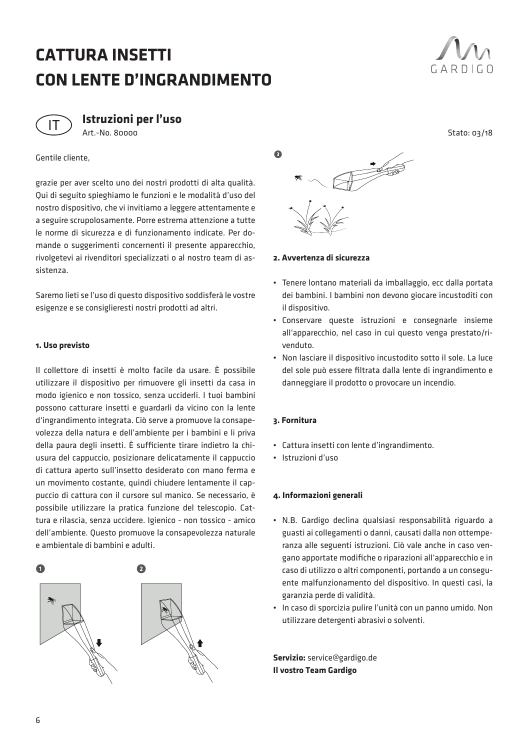# CATTURA INSETTI CON LENTE D'INGRANDIMENTO

GARDIGO

## Istruzioni per l'uso

IT

Art.-No. 80000

Stato: 03/18

Gentile cliente,

grazie per aver scelto uno dei nostri prodotti di alta qualità. Qui di seguito spieghiamo le funzioni e le modalità d'uso del nostro dispositivo, che vi invitiamo a leggere attentamente e a seguire scrupolosamente. Porre estrema attenzione a tutte le norme di sicurezza e di funzionamento indicate. Per domande o suggerimenti concernenti il presente apparecchio, rivolgetevi ai rivenditori specializzati o al nostro team di assistenza.

Saremo lieti se l'uso di questo dispositivo soddisferà le vostre esigenze e se consiglieresti nostri prodotti ad altri.

#### 1. Uso previsto

Il collettore di insetti è molto facile da usare. È possibile utilizzare il dispositivo per rimuovere gli insetti da casa in modo igienico e non tossico, senza ucciderli. I tuoi bambini possono catturare insetti e guardarli da vicino con la lente d'ingrandimento integrata. Ciò serve a promuove la consapevolezza della natura e dell'ambiente per i bambini e li priva della paura degli insetti. È sufficiente tirare indietro la chiusura del cappuccio, posizionare delicatamente il cappuccio di cattura aperto sull'insetto desiderato con mano ferma e un movimento costante, quindi chiudere lentamente il cappuccio di cattura con il cursore sul manico. Se necessario, è possibile utilizzare la pratica funzione del telescopio. Cattura e rilascia, senza uccidere. Igienico - non tossico - amico dell'ambiente. Questo promuove la consapevolezza naturale e ambientale di bambini e adulti.

1

2

3

#### 2. Avvertenza di sicurezza

- Tenere lontano materiali da imballaggio, ecc dalla portata dei bambini. I bambini non devono giocare incustoditi con il dispositivo.
- Conservare queste istruzioni e consegnarle insieme all'apparecchio, nel caso in cui questo venga prestato/rivenduto.
- Non lasciare il dispositivo incustodito sotto il sole. La luce del sole può essere filtrata dalla lente di ingrandimento e danneggiare il prodotto o provocare un incendio.

#### 3. Fornitura

- Cattura insetti con lente d'ingrandimento.
- Istruzioni d'uso

#### 4. Informazioni generali

- N.B. Gardigo declina qualsiasi responsabilità riguardo a guasti ai collegamenti o danni, causati dalla non ottemperanza alle seguenti istruzioni. Ciò vale anche in caso vengano apportate modifiche o riparazioni all'apparecchio e in caso di utilizzo o altri componenti, portando a un conseguente malfunzionamento del dispositivo. In questi casi, la garanzia perde di validità.
- In caso di sporcizia pulire l'unità con un panno umido. Non utilizzare detergenti abrasivi o solventi.

**Servizio:** service@gardigo.de
**Il vostro Team Gardigo**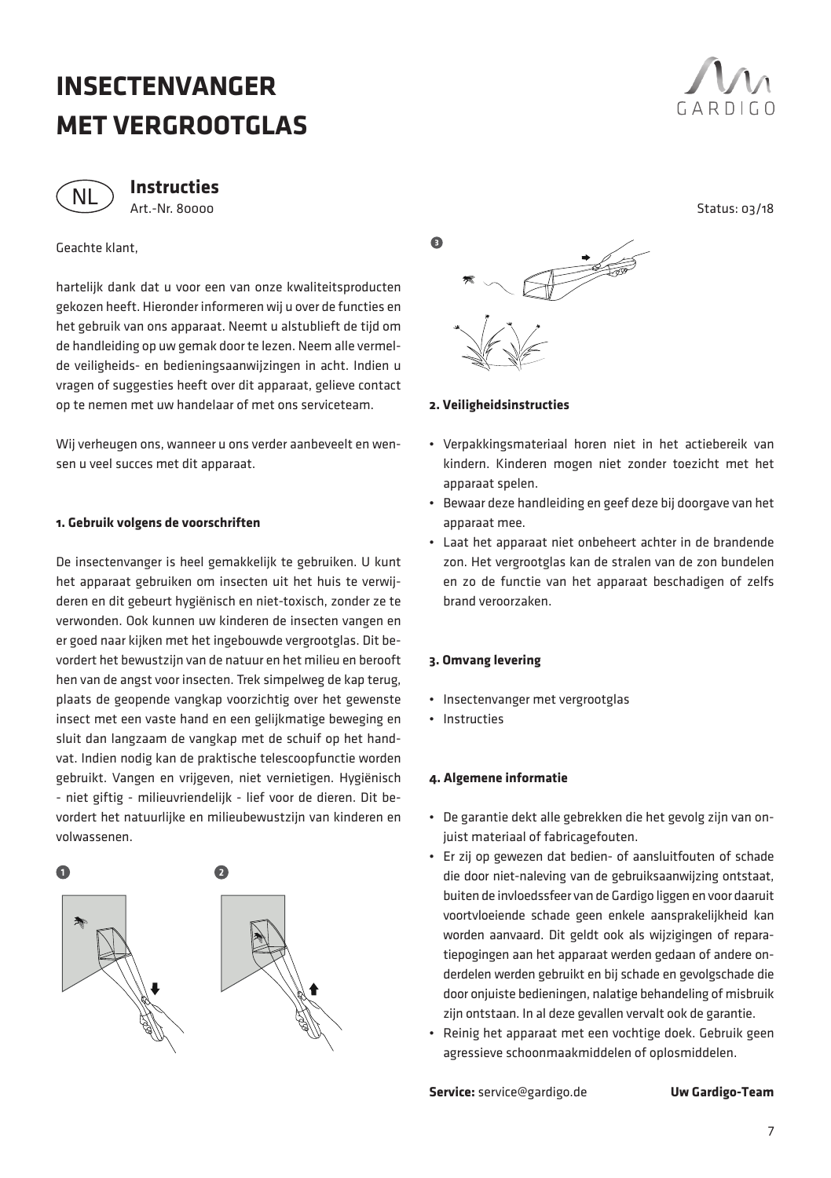# INSECTENVANGER MET VERGROOTGLAS

NL

## Instructies

Art.-Nr. 80000

Status: 03/18

Geachte klant,

hartelijk dank dat u voor een van onze kwaliteitsproducten gekozen heeft. Hieronder informeren wij u over de functies en het gebruik van ons apparaat. Neemt u alstublieft de tijd om de handleiding op uw gemak door te lezen. Neem alle vermelde veiligheids- en bedieningsaanwijzingen in acht. Indien u vragen of suggesties heeft over dit apparaat, gelieve contact op te nemen met uw handelaar of met ons serviceteam.

Wij verheugen ons, wanneer u ons verder aanbeveelt en wensen u veel succes met dit apparaat.

**1. Gebruik volgens de voorschriften**

De insectenvanger is heel gemakkelijk te gebruiken. U kunt het apparaat gebruiken om insecten uit het huis te verwijderen en dit gebeurt hygiënisch en niet-toxisch, zonder ze te verwonden. Ook kunnen uw kinderen de insecten vangen en er goed naar kijken met het ingebouwde vergrootglas. Dit bevordert het bewustzijn van de natuur en het milieu en berooft hen van de angst voor insecten. Trek simpelweg de kap terug, plaats de geopende vangkap voorzichtig over het gewenste insect met een vaste hand en een gelijkmatige beweging en sluit dan langzaam de vangkap met de schuif op het handvat. Indien nodig kan de praktische telescoopfunctie worden gebruikt. Vangen en vrijgeven, niet vernietigen. Hygiënisch - niet giftig - milieuvriendelijk - lief voor de dieren. Dit bevordert het natuurlijke en milieubewustzijn van kinderen en volwassenen.

1

2

3

**2. Veiligheidsinstructies**

- Verpakkingsmateriaal horen niet in het actiebereik van kinderen. Kinderen mogen niet zonder toezicht met het apparaat spelen.
- Bewaar deze handleiding en geef deze bij doorgave van het apparaat mee.
- Laat het apparaat niet onbeheert achter in de brandende zon. Het vergrootglas kan de stralen van de zon bundelen en zo de functie van het apparaat beschadigen of zelfs brand veroorzaken.

**3. Omvang levering**

- Insectenvanger met vergrootglas
- Instructies

**4. Algemene informatie**

- De garantie dekt alle gebrekken die het gevolg zijn van onjuist materiaal of fabricagefouten.
- Er zij op gewezen dat bedien- of aansluitfouten of schade die door niet-naleving van de gebruiksaanwijzing ontstaat, buiten de invloedssfeer van de Gardigo liggen en voor daaruit voortvloeiende schade geen enkele aansprakelijkheid kan worden aanvaard. Dit geldt ook als wijzigingen of reparatiepogingen aan het apparaat werden gedaan of andere onderdelen werden gebruikt en bij schade en gevolgschade die door onjuiste bedieningen, nalatige behandeling of misbruik zijn ontstaan. In al deze gevallen vervalt ook de garantie.
- Reinig het apparaat met een vochtige doek. Gebruik geen agressieve schoonmaakmiddelen of oplosmiddelen.

**Service:** service@gardigo.de

**Uw Gardigo-Team**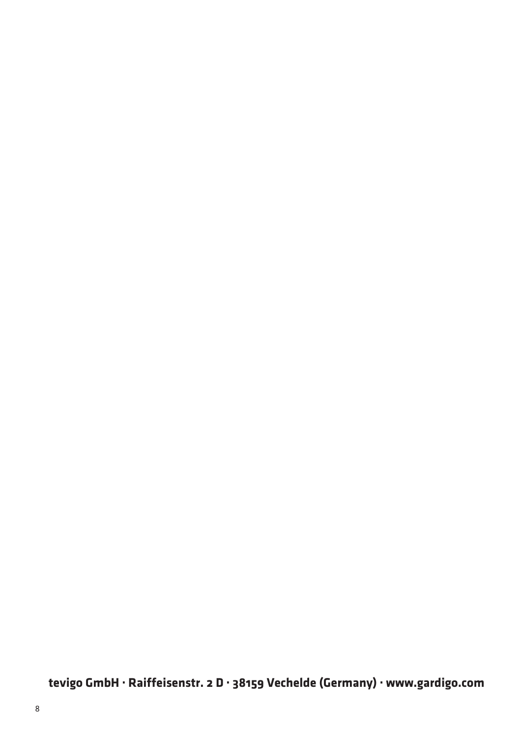**tevigo GmbH · Raiffeisenstr. 2 D · 38159 Vechelde (Germany) · www.gardigo.com**